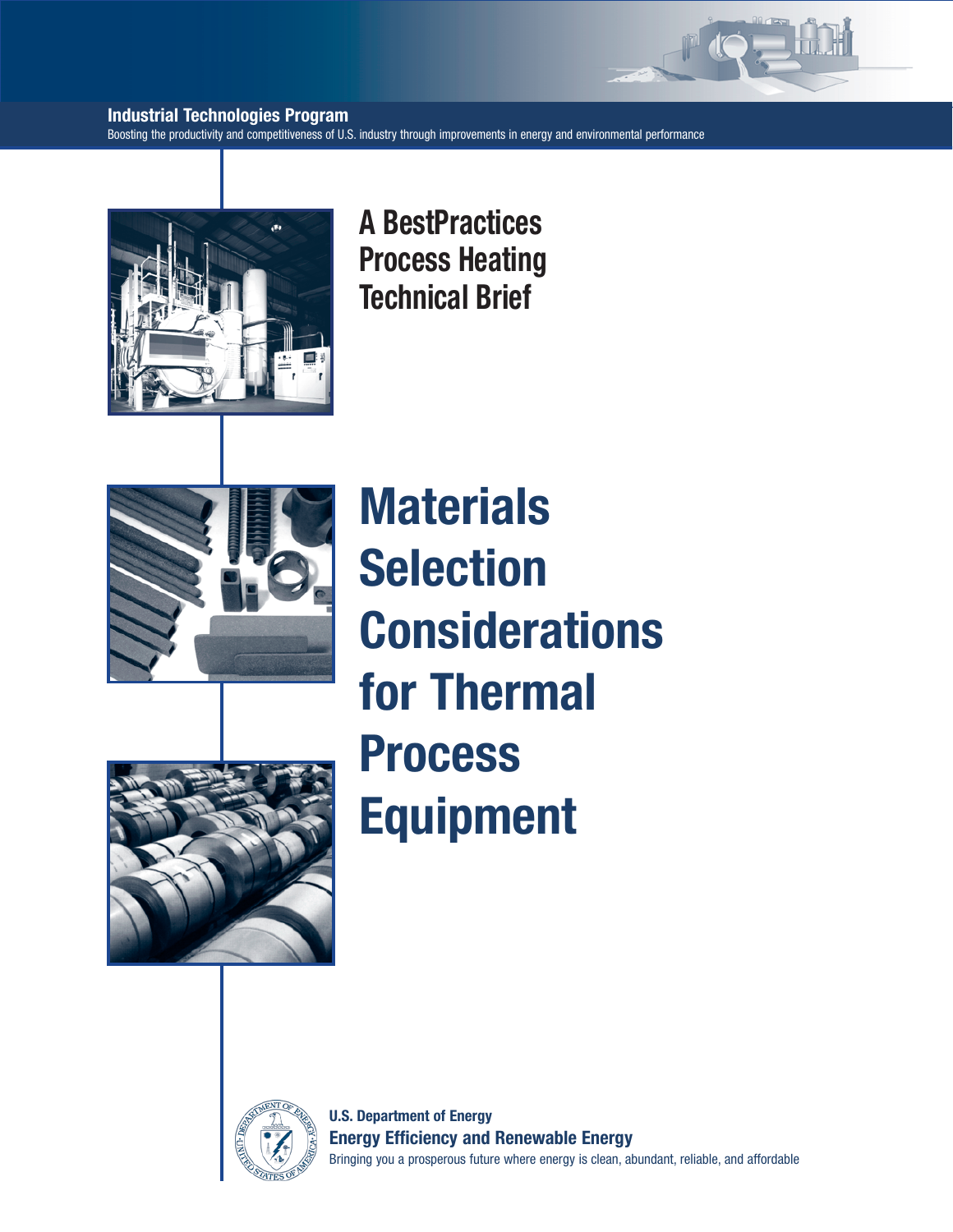**Industrial Technologies Program**

Boosting the productivity and competitiveness of U.S. industry through improvements in energy and environmental performance

A BestPractices Process Heating Technical Brief

# Materials Selection Considerations for Thermal Process Equipment

**U.S. Department of Energy**

**Energy Efficiency and Renewable Energy**

Bringing you a prosperous future where energy is clean, abundant, reliable, and affordable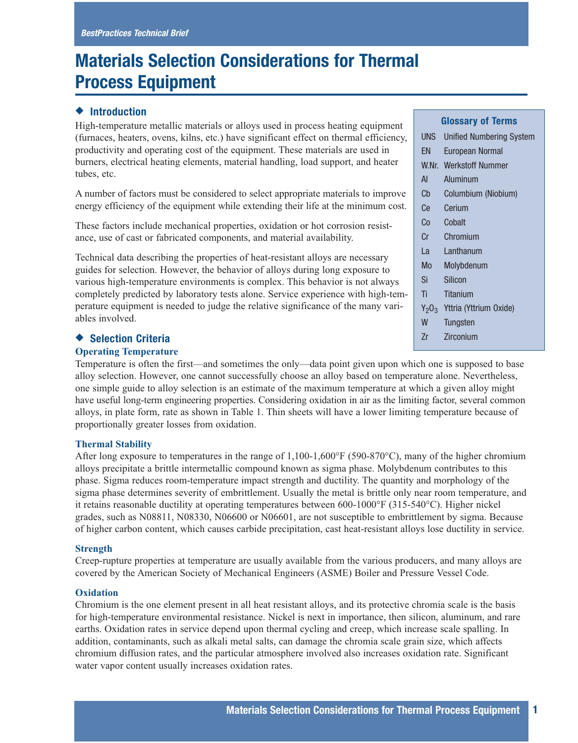*BestPractices Technical Brief*

# Materials Selection Considerations for Thermal Process Equipment

## Introduction

High-temperature metallic materials or alloys used in process heating equipment (furnaces, heaters, ovens, kilns, etc.) have significant effect on thermal efficiency, productivity and operating cost of the equipment. These materials are used in burners, electrical heating elements, material handling, load support, and heater tubes, etc.

A number of factors must be considered to select appropriate materials to improve energy efficiency of the equipment while extending their life at the minimum cost.

These factors include mechanical properties, oxidation or hot corrosion resistance, use of cast or fabricated components, and material availability.

Technical data describing the properties of heat-resistant alloys are necessary guides for selection. However, the behavior of alloys during long exposure to various high-temperature environments is complex. This behavior is not always completely predicted by laboratory tests alone. Service experience with high-temperature equipment is needed to judge the relative significance of the many variables involved.

**Glossary of Terms**

| | |
|---|---|
| UNS | Unified Numbering System |
| EN | European Normal |
| W.Nr. | Werkstoff Nummer |
| Al | Aluminum |
| Cb | Columbium (Niobium) |
| Ce | Cerium |
| Co | Cobalt |
| Cr | Chromium |
| La | Lanthanum |
| Mo | Molybdenum |
| Si | Silicon |
| Ti | Titanium |
| $Y_2O_3$ | Yttria (Yttrium Oxide) |
| W | Tungsten |
| Zr | Zirconium |

## Selection Criteria

### Operating Temperature

Temperature is often the first—and sometimes the only—data point given upon which one is supposed to base alloy selection. However, one cannot successfully choose an alloy based on temperature alone. Nevertheless, one simple guide to alloy selection is an estimate of the maximum temperature at which a given alloy might have useful long-term engineering properties. Considering oxidation in air as the limiting factor, several common alloys, in plate form, rate as shown in Table 1. Thin sheets will have a lower limiting temperature because of proportionally greater losses from oxidation.

### Thermal Stability

After long exposure to temperatures in the range of 1,100-1,600°F (590-870°C), many of the higher chromium alloys precipitate a brittle intermetallic compound known as sigma phase. Molybdenum contributes to this phase. Sigma reduces room-temperature impact strength and ductility. The quantity and morphology of the sigma phase determines severity of embrittlement. Usually the metal is brittle only near room temperature, and it retains reasonable ductility at operating temperatures between 600-1000°F (315-540°C). Higher nickel grades, such as N08811, N08330, N06600 or N06601, are not susceptible to embrittlement by sigma. Because of higher carbon content, which causes carbide precipitation, cast heat-resistant alloys lose ductility in service.

### Strength

Creep-rupture properties at temperature are usually available from the various producers, and many alloys are covered by the American Society of Mechanical Engineers (ASME) Boiler and Pressure Vessel Code.

### Oxidation

Chromium is the one element present in all heat resistant alloys, and its protective chromia scale is the basis for high-temperature environmental resistance. Nickel is next in importance, then silicon, aluminum, and rare earths. Oxidation rates in service depend upon thermal cycling and creep, which increase scale spalling. In addition, contaminants, such as alkali metal salts, can damage the chromia scale grain size, which affects chromium diffusion rates, and the particular atmosphere involved also increases oxidation rate. Significant water vapor content usually increases oxidation rates.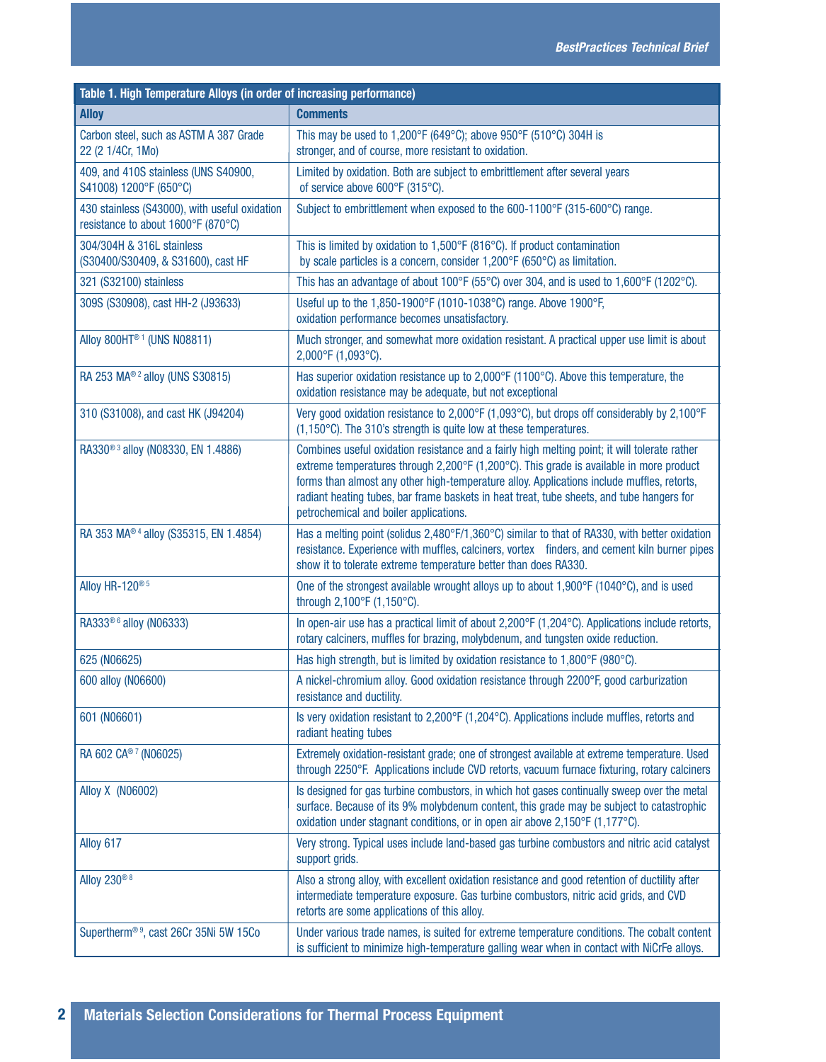**Table 1. High Temperature Alloys (in order of increasing performance)**

| Alloy | Comments |
|---|---|
| Carbon steel, such as ASTM A 387 Grade 22 (2 1/4Cr, 1Mo) | This may be used to 1,200°F (649°C); above 950°F (510°C) 304H is stronger, and of course, more resistant to oxidation. |
| 409, and 410S stainless (UNS S40900, S41008) 1200°F (650°C) | Limited by oxidation. Both are subject to embrittlement after several years of service above 600°F (315°C). |
| 430 stainless (S43000), with useful oxidation resistance to about 1600°F (870°C) | Subject to embrittlement when exposed to the 600-1100°F (315-600°C) range. |
| 304/304H & 316L stainless (S30400/S30409, & S31600), cast HF | This is limited by oxidation to 1,500°F (816°C). If product contamination by scale particles is a concern, consider 1,200°F (650°C) as limitation. |
| 321 (S32100) stainless | This has an advantage of about 100°F (55°C) over 304, and is used to 1,600°F (1202°C). |
| 309S (S30908), cast HH-2 (J93633) | Useful up to the 1,850-1900°F (1010-1038°C) range. Above 1900°F, oxidation performance becomes unsatisfactory. |
| Alloy 800HT®[1] (UNS N08811) | Much stronger, and somewhat more oxidation resistant. A practical upper use limit is about 2,000°F (1,093°C). |
| RA 253 MA®[2] alloy (UNS S30815) | Has superior oxidation resistance up to 2,000°F (1100°C). Above this temperature, the oxidation resistance may be adequate, but not exceptional |
| 310 (S31008), and cast HK (J94204) | Very good oxidation resistance to 2,000°F (1,093°C), but drops off considerably by 2,100°F (1,150°C). The 310's strength is quite low at these temperatures. |
| RA330®[3] alloy (N08330, EN 1.4886) | Combines useful oxidation resistance and a fairly high melting point; it will tolerate rather extreme temperatures through 2,200°F (1,200°C). This grade is available in more product forms than almost any other high-temperature alloy. Applications include muffles, retorts, radiant heating tubes, bar frame baskets in heat treat, tube sheets, and tube hangers for petrochemical and boiler applications. |
| RA 353 MA®[4] alloy (S35315, EN 1.4854) | Has a melting point (solidus 2,480°F/1,360°C) similar to that of RA330, with better oxidation resistance. Experience with muffles, calciners, vortex finders, and cement kiln burner pipes show it to tolerate extreme temperature better than does RA330. |
| Alloy HR-120®[5] | One of the strongest available wrought alloys up to about 1,900°F (1040°C), and is used through 2,100°F (1,150°C). |
| RA333®[6] alloy (N06333) | In open-air use has a practical limit of about 2,200°F (1,204°C). Applications include retorts, rotary calciners, muffles for brazing, molybdenum, and tungsten oxide reduction. |
| 625 (N06625) | Has high strength, but is limited by oxidation resistance to 1,800°F (980°C). |
| 600 alloy (N06600) | A nickel-chromium alloy. Good oxidation resistance through 2200°F, good carburization resistance and ductility. |
| 601 (N06601) | Is very oxidation resistant to 2,200°F (1,204°C). Applications include muffles, retorts and radiant heating tubes |
| RA 602 CA®[7] (N06025) | Extremely oxidation-resistant grade; one of strongest available at extreme temperature. Used through 2250°F. Applications include CVD retorts, vacuum furnace fixturing, rotary calciners |
| Alloy X (N06002) | Is designed for gas turbine combustors, in which hot gases continually sweep over the metal surface. Because of its 9% molybdenum content, this grade may be subject to catastrophic oxidation under stagnant conditions, or in open air above 2,150°F (1,177°C). |
| Alloy 617 | Very strong. Typical uses include land-based gas turbine combustors and nitric acid catalyst support grids. |
| Alloy 230®[8] | Also a strong alloy, with excellent oxidation resistance and good retention of ductility after intermediate temperature exposure. Gas turbine combustors, nitric acid grids, and CVD retorts are some applications of this alloy. |
| Supertherm®[9], cast 26Cr 35Ni 5W 15Co | Under various trade names, is suited for extreme temperature conditions. The cobalt content is sufficient to minimize high-temperature galling wear when in contact with NiCrFe alloys. |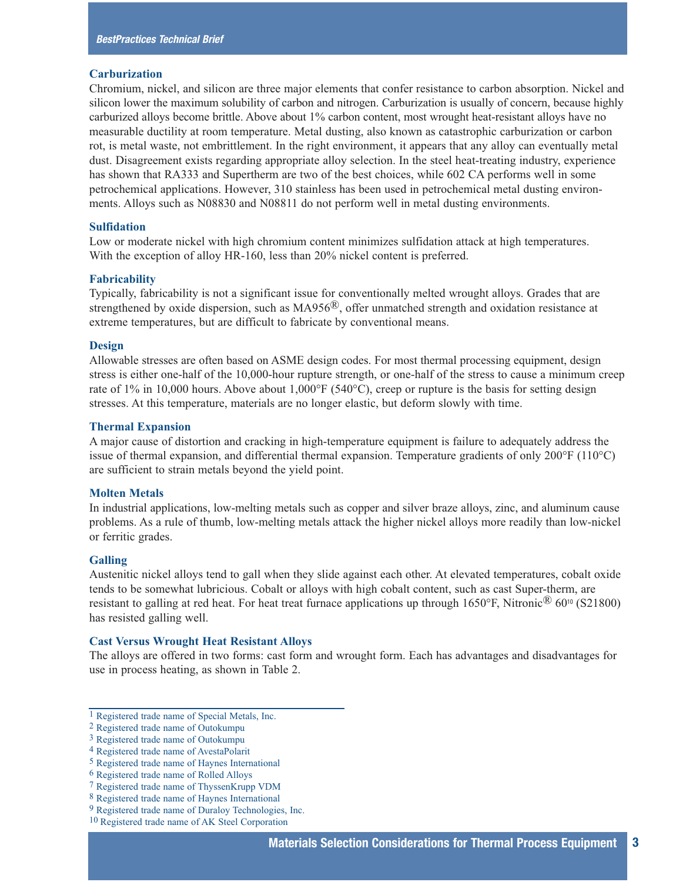### Carburization

Chromium, nickel, and silicon are three major elements that confer resistance to carbon absorption. Nickel and silicon lower the maximum solubility of carbon and nitrogen. Carburization is usually of concern, because highly carburized alloys become brittle. Above about 1% carbon content, most wrought heat-resistant alloys have no measurable ductility at room temperature. Metal dusting, also known as catastrophic carburization or carbon rot, is metal waste, not embrittlement. In the right environment, it appears that any alloy can eventually metal dust. Disagreement exists regarding appropriate alloy selection. In the steel heat-treating industry, experience has shown that RA333 and Supertherm are two of the best choices, while 602 CA performs well in some petrochemical applications. However, 310 stainless has been used in petrochemical metal dusting environments. Alloys such as N08830 and N08811 do not perform well in metal dusting environments.

### Sulfidation

Low or moderate nickel with high chromium content minimizes sulfidation attack at high temperatures. With the exception of alloy HR-160, less than 20% nickel content is preferred.

### Fabricability

Typically, fabricability is not a significant issue for conventionally melted wrought alloys. Grades that are strengthened by oxide dispersion, such as MA956®, offer unmatched strength and oxidation resistance at extreme temperatures, but are difficult to fabricate by conventional means.

### Design

Allowable stresses are often based on ASME design codes. For most thermal processing equipment, design stress is either one-half of the 10,000-hour rupture strength, or one-half of the stress to cause a minimum creep rate of 1% in 10,000 hours. Above about 1,000°F (540°C), creep or rupture is the basis for setting design stresses. At this temperature, materials are no longer elastic, but deform slowly with time.

### Thermal Expansion

A major cause of distortion and cracking in high-temperature equipment is failure to adequately address the issue of thermal expansion, and differential thermal expansion. Temperature gradients of only 200°F (110°C) are sufficient to strain metals beyond the yield point.

### Molten Metals

In industrial applications, low-melting metals such as copper and silver braze alloys, zinc, and aluminum cause problems. As a rule of thumb, low-melting metals attack the higher nickel alloys more readily than low-nickel or ferritic grades.

### Galling

Austenitic nickel alloys tend to gall when they slide against each other. At elevated temperatures, cobalt oxide tends to be somewhat lubricious. Cobalt or alloys with high cobalt content, such as cast Super-therm, are resistant to galling at red heat. For heat treat furnace applications up through 1650°F, Nitronic® 60[10] (S21800) has resisted galling well.

### Cast Versus Wrought Heat Resistant Alloys

The alloys are offered in two forms: cast form and wrought form. Each has advantages and disadvantages for use in process heating, as shown in Table 2.

---

[1] Registered trade name of Special Metals, Inc.
[2] Registered trade name of Outokumpu
[3] Registered trade name of Outokumpu
[4] Registered trade name of AvestaPolarit
[5] Registered trade name of Haynes International
[6] Registered trade name of Rolled Alloys
[7] Registered trade name of ThyssenKrupp VDM
[8] Registered trade name of Haynes International
[9] Registered trade name of Duraloy Technologies, Inc.
[10] Registered trade name of AK Steel Corporation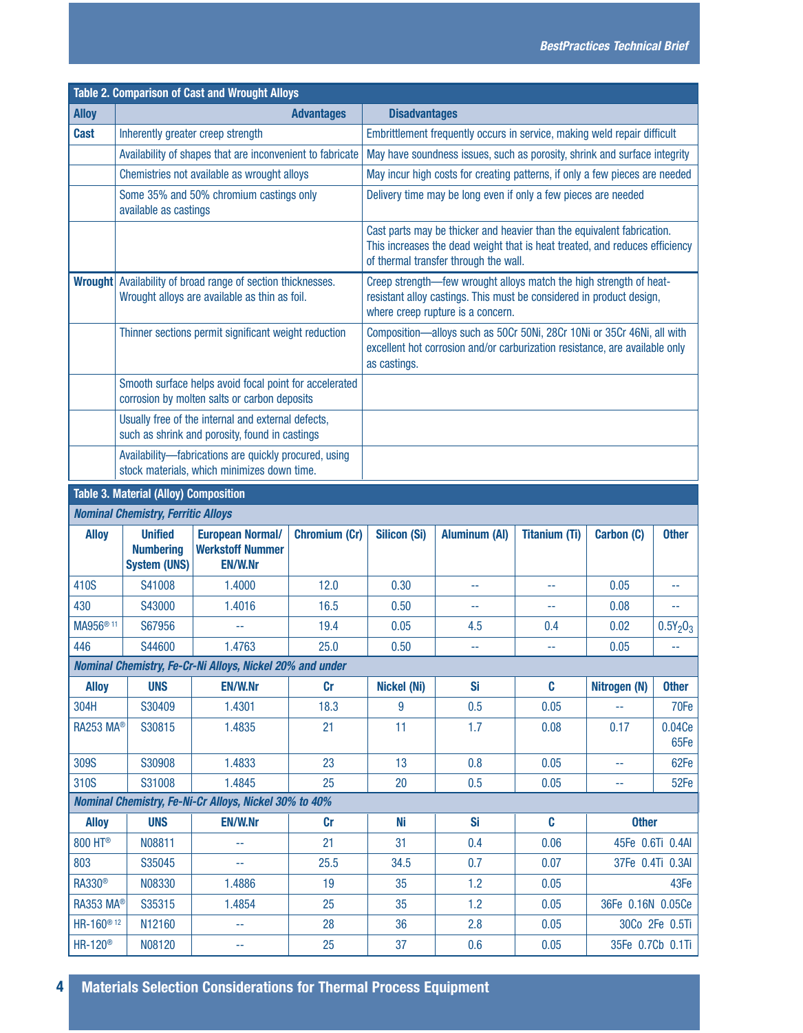**Table 2. Comparison of Cast and Wrought Alloys**

| Alloy | Advantages | Disadvantages |
|---|---|---|
| **Cast** | Inherently greater creep strength | Embrittlement frequently occurs in service, making weld repair difficult |
| | Availability of shapes that are inconvenient to fabricate | May have soundness issues, such as porosity, shrink and surface integrity |
| | Chemistries not available as wrought alloys | May incur high costs for creating patterns, if only a few pieces are needed |
| | Some 35% and 50% chromium castings only available as castings | Delivery time may be long even if only a few pieces are needed |
| | | Cast parts may be thicker and heavier than the equivalent fabrication. This increases the dead weight that is heat treated, and reduces efficiency of thermal transfer through the wall. |
| **Wrought** | Availability of broad range of section thicknesses. Wrought alloys are available as thin as foil. | Creep strength—few wrought alloys match the high strength of heat-resistant alloy castings. This must be considered in product design, where creep rupture is a concern. |
| | Thinner sections permit significant weight reduction | Composition—alloys such as 50Cr 50Ni, 28Cr 10Ni or 35Cr 46Ni, all with excellent hot corrosion and/or carburization resistance, are available only as castings. |
| | Smooth surface helps avoid focal point for accelerated corrosion by molten salts or carbon deposits | |
| | Usually free of the internal and external defects, such as shrink and porosity, found in castings | |
| | Availability—fabrications are quickly procured, using stock materials, which minimizes down time. | |

**Table 3. Material (Alloy) Composition**

*Nominal Chemistry, Ferritic Alloys*

| Alloy | Unified Numbering System (UNS) | European Normal/ Werkstoff Nummer EN/W.Nr | Chromium (Cr) | Silicon (Si) | Aluminum (Al) | Titanium (Ti) | Carbon (C) | Other |
|---|---|---|---|---|---|---|---|---|
| 410S | S41008 | 1.4000 | 12.0 | 0.30 | -- | -- | 0.05 | -- |
| 430 | S43000 | 1.4016 | 16.5 | 0.50 | -- | -- | 0.08 | -- |
| MA956®[11] | S67956 | -- | 19.4 | 0.05 | 4.5 | 0.4 | 0.02 | 0.5$Y_2O_3$ |
| 446 | S44600 | 1.4763 | 25.0 | 0.50 | -- | -- | 0.05 | -- |

*Nominal Chemistry, Fe-Cr-Ni Alloys, Nickel 20% and under*

| Alloy | UNS | EN/W.Nr | Cr | Nickel (Ni) | Si | C | Nitrogen (N) | Other |
|---|---|---|---|---|---|---|---|---|
| 304H | S30409 | 1.4301 | 18.3 | 9 | 0.5 | 0.05 | -- | 70Fe |
| RA253 MA® | S30815 | 1.4835 | 21 | 11 | 1.7 | 0.08 | 0.17 | 0.04Ce 65Fe |
| 309S | S30908 | 1.4833 | 23 | 13 | 0.8 | 0.05 | -- | 62Fe |
| 310S | S31008 | 1.4845 | 25 | 20 | 0.5 | 0.05 | -- | 52Fe |

*Nominal Chemistry, Fe-Ni-Cr Alloys, Nickel 30% to 40%*

| Alloy | UNS | EN/W.Nr | Cr | Ni | Si | C | Other |
|---|---|---|---|---|---|---|---|
| 800 HT® | N08811 | -- | 21 | 31 | 0.4 | 0.06 | 45Fe 0.6Ti 0.4Al |
| 803 | S35045 | -- | 25.5 | 34.5 | 0.7 | 0.07 | 37Fe 0.4Ti 0.3Al |
| RA330® | N08330 | 1.4886 | 19 | 35 | 1.2 | 0.05 | 43Fe |
| RA353 MA® | S35315 | 1.4854 | 25 | 35 | 1.2 | 0.05 | 36Fe 0.16N 0.05Ce |
| HR-160®[12] | N12160 | -- | 28 | 36 | 2.8 | 0.05 | 30Co 2Fe 0.5Ti |
| HR-120® | N08120 | -- | 25 | 37 | 0.6 | 0.05 | 35Fe 0.7Cb 0.1Ti |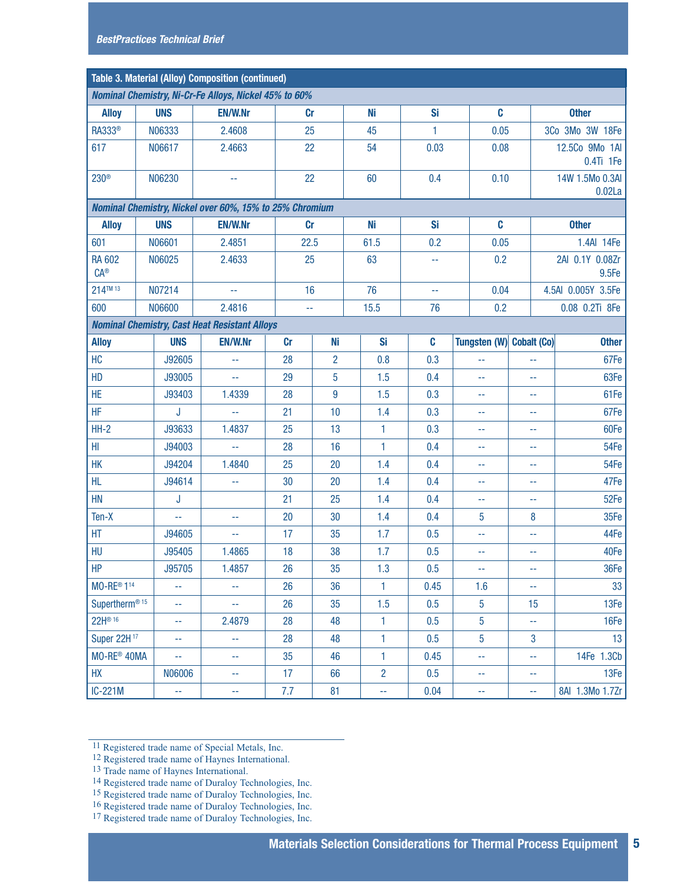### Table 3. Material (Alloy) Composition (continued)

*Nominal Chemistry, Ni-Cr-Fe Alloys, Nickel 45% to 60%*

| Alloy | UNS | EN/W.Nr | Cr | Ni | Si | C | Other |
|---|---|---|---|---|---|---|---|
| RA333® | N06333 | 2.4608 | 25 | 45 | 1 | 0.05 | 3Co 3Mo 3W 18Fe |
| 617 | N06617 | 2.4663 | 22 | 54 | 0.03 | 0.08 | 12.5Co 9Mo 1Al 0.4Ti 1Fe |
| 230® | N06230 | -- | 22 | 60 | 0.4 | 0.10 | 14W 1.5Mo 0.3Al 0.02La |

*Nominal Chemistry, Nickel over 60%, 15% to 25% Chromium*

| Alloy | UNS | EN/W.Nr | Cr | Ni | Si | C | Other |
|---|---|---|---|---|---|---|---|
| 601 | N06601 | 2.4851 | 22.5 | 61.5 | 0.2 | 0.05 | 1.4Al 14Fe |
| RA 602 CA® | N06025 | 2.4633 | 25 | 63 | -- | 0.2 | 2Al 0.1Y 0.08Zr 9.5Fe |
| 214™ [13] | N07214 | -- | 16 | 76 | -- | 0.04 | 4.5Al 0.005Y 3.5Fe |
| 600 | N06600 | 2.4816 | -- | 15.5 | 76 | 0.2 | 0.08 0.2Ti 8Fe |

*Nominal Chemistry, Cast Heat Resistant Alloys*

| Alloy | UNS | EN/W.Nr | Cr | Ni | Si | C | Tungsten (W) | Cobalt (Co) | Other |
|---|---|---|---|---|---|---|---|---|---|
| HC | J92605 | -- | 28 | 2 | 0.8 | 0.3 | -- | -- | 67Fe |
| HD | J93005 | -- | 29 | 5 | 1.5 | 0.4 | -- | -- | 63Fe |
| HE | J93403 | 1.4339 | 28 | 9 | 1.5 | 0.3 | -- | -- | 61Fe |
| HF | J | -- | 21 | 10 | 1.4 | 0.3 | -- | -- | 67Fe |
| HH-2 | J93633 | 1.4837 | 25 | 13 | 1 | 0.3 | -- | -- | 60Fe |
| HI | J94003 | -- | 28 | 16 | 1 | 0.4 | -- | -- | 54Fe |
| HK | J94204 | 1.4840 | 25 | 20 | 1.4 | 0.4 | -- | -- | 54Fe |
| HL | J94614 | -- | 30 | 20 | 1.4 | 0.4 | -- | -- | 47Fe |
| HN | J | | 21 | 25 | 1.4 | 0.4 | -- | -- | 52Fe |
| Ten-X | -- | -- | 20 | 30 | 1.4 | 0.4 | 5 | 8 | 35Fe |
| HT | J94605 | -- | 17 | 35 | 1.7 | 0.5 | -- | -- | 44Fe |
| HU | J95405 | 1.4865 | 18 | 38 | 1.7 | 0.5 | -- | -- | 40Fe |
| HP | J95705 | 1.4857 | 26 | 35 | 1.3 | 0.5 | -- | -- | 36Fe |
| MO-RE® 1 [14] | -- | -- | 26 | 36 | 1 | 0.45 | 1.6 | -- | 33 |
| Supertherm® [15] | -- | -- | 26 | 35 | 1.5 | 0.5 | 5 | 15 | 13Fe |
| 22H® [16] | -- | 2.4879 | 28 | 48 | 1 | 0.5 | 5 | -- | 16Fe |
| Super 22H [17] | -- | -- | 28 | 48 | 1 | 0.5 | 5 | 3 | 13 |
| MO-RE® 40MA | -- | -- | 35 | 46 | 1 | 0.45 | -- | -- | 14Fe 1.3Cb |
| HX | N06006 | -- | 17 | 66 | 2 | 0.5 | -- | -- | 13Fe |
| IC-221M | -- | -- | 7.7 | 81 | -- | 0.04 | -- | -- | 8Al 1.3Mo 1.7Zr |

---

[11] Registered trade name of Special Metals, Inc.
[12] Registered trade name of Haynes International.
[13] Trade name of Haynes International.
[14] Registered trade name of Duraloy Technologies, Inc.
[15] Registered trade name of Duraloy Technologies, Inc.
[16] Registered trade name of Duraloy Technologies, Inc.
[17] Registered trade name of Duraloy Technologies, Inc.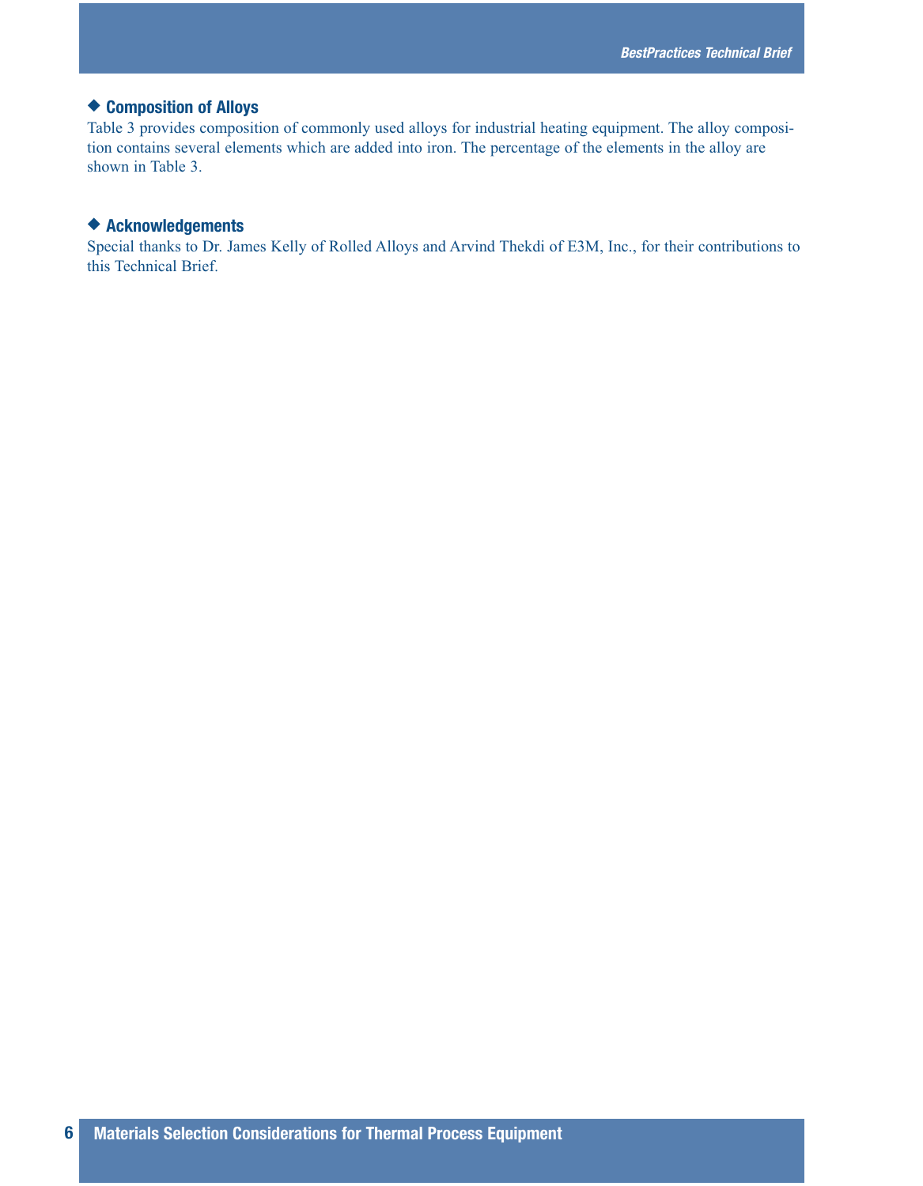## Composition of Alloys

Table 3 provides composition of commonly used alloys for industrial heating equipment. The alloy composition contains several elements which are added into iron. The percentage of the elements in the alloy are shown in Table 3.

## Acknowledgements

Special thanks to Dr. James Kelly of Rolled Alloys and Arvind Thekdi of E3M, Inc., for their contributions to this Technical Brief.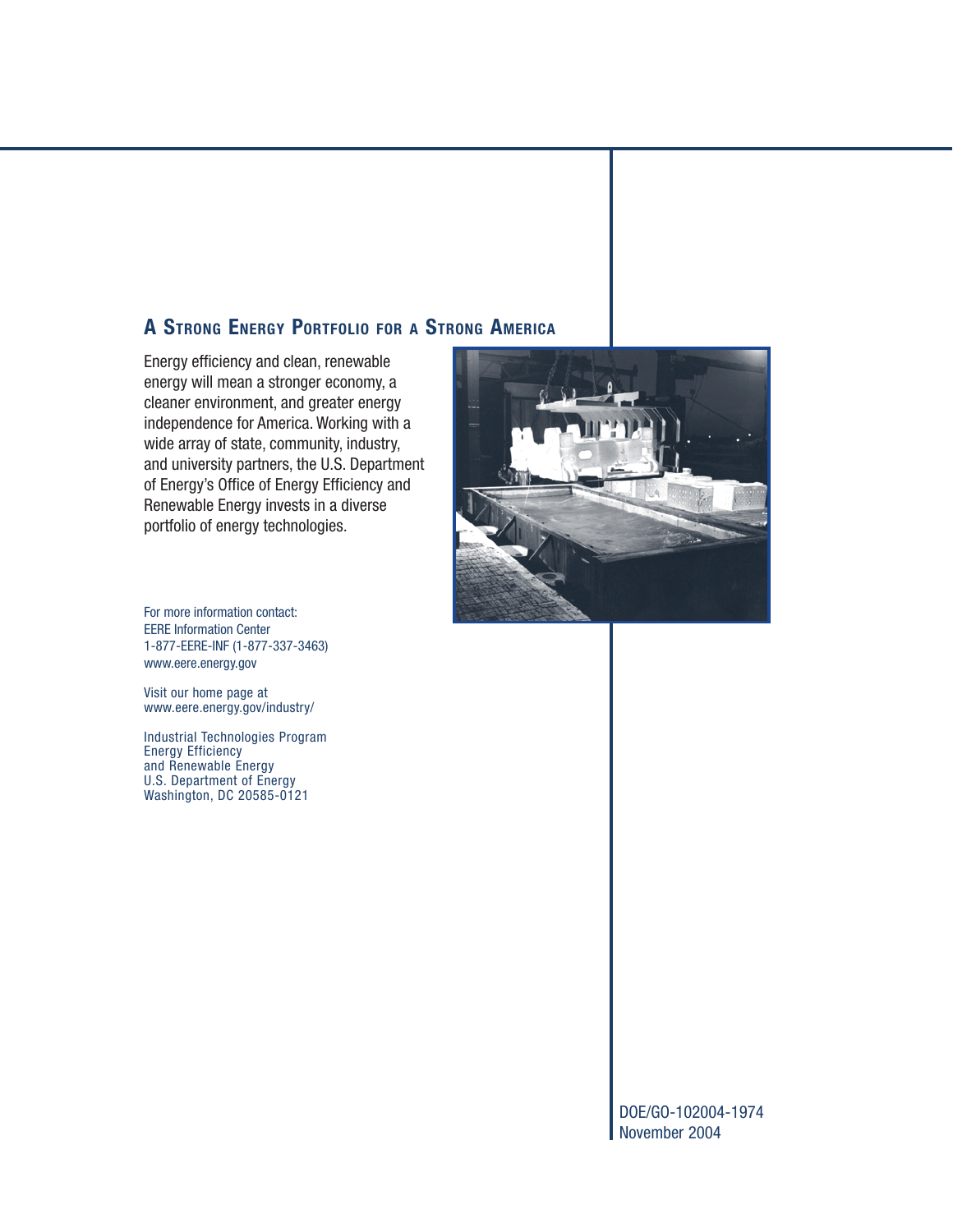## A Strong Energy Portfolio for a Strong America

Energy efficiency and clean, renewable energy will mean a stronger economy, a cleaner environment, and greater energy independence for America. Working with a wide array of state, community, industry, and university partners, the U.S. Department of Energy's Office of Energy Efficiency and Renewable Energy invests in a diverse portfolio of energy technologies.

For more information contact:
EERE Information Center
1-877-EERE-INF (1-877-337-3463)
www.eere.energy.gov

Visit our home page at
www.eere.energy.gov/industry/

Industrial Technologies Program
Energy Efficiency
and Renewable Energy
U.S. Department of Energy
Washington, DC 20585-0121

DOE/GO-102004-1974
November 2004